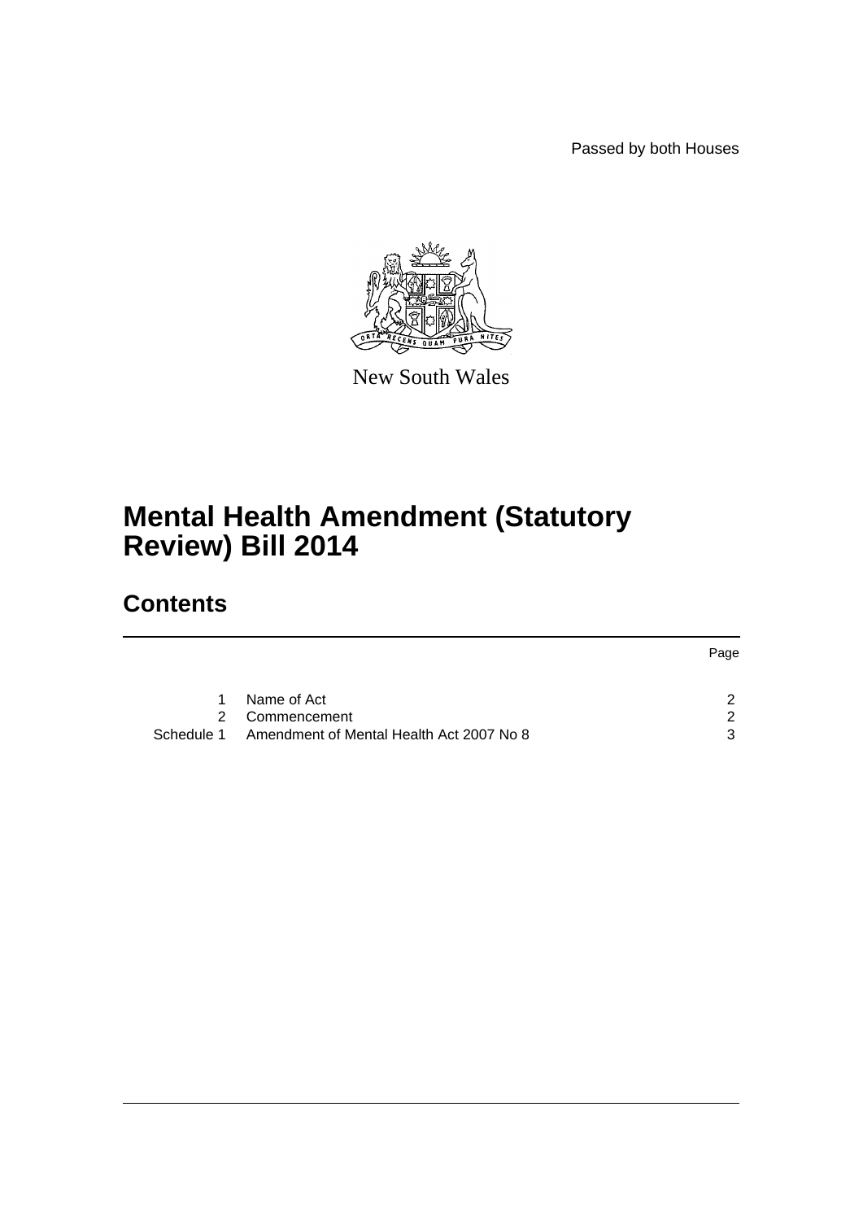Passed by both Houses

New South Wales

# Mental Health Amendment (Statutory Review) Bill 2014

## Contents

| | | Page |
|---|---|---|
| 1 | Name of Act | 2 |
| 2 | Commencement | 2 |
| Schedule 1 | Amendment of Mental Health Act 2007 No 8 | 3 |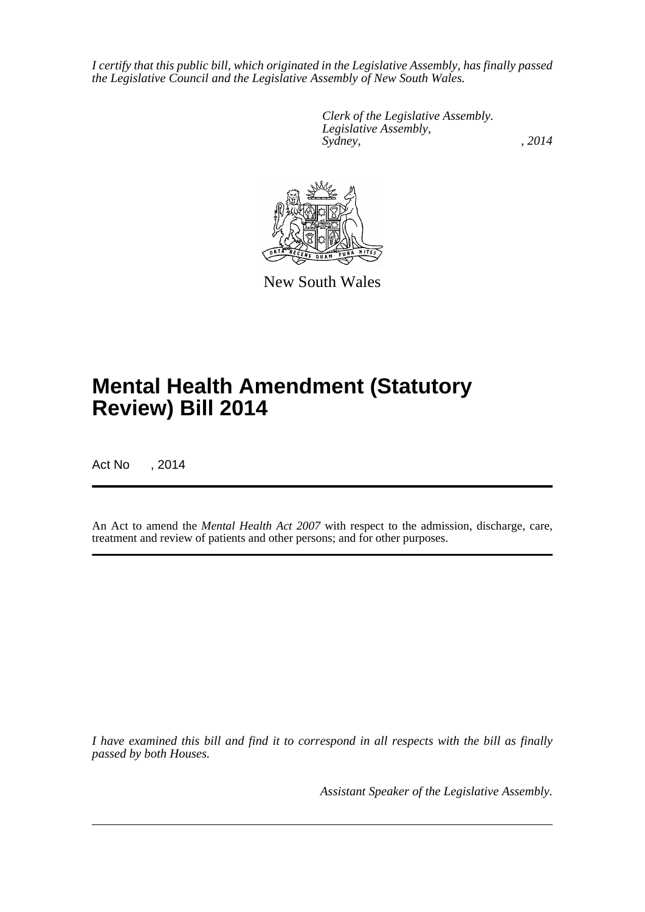*I certify that this public bill, which originated in the Legislative Assembly, has finally passed the Legislative Council and the Legislative Assembly of New South Wales.*

*Clerk of the Legislative Assembly.*
*Legislative Assembly,*
*Sydney, , 2014*

New South Wales

# Mental Health Amendment (Statutory Review) Bill 2014

Act No , 2014

An Act to amend the *Mental Health Act 2007* with respect to the admission, discharge, care, treatment and review of patients and other persons; and for other purposes.

*I have examined this bill and find it to correspond in all respects with the bill as finally passed by both Houses.*

*Assistant Speaker of the Legislative Assembly.*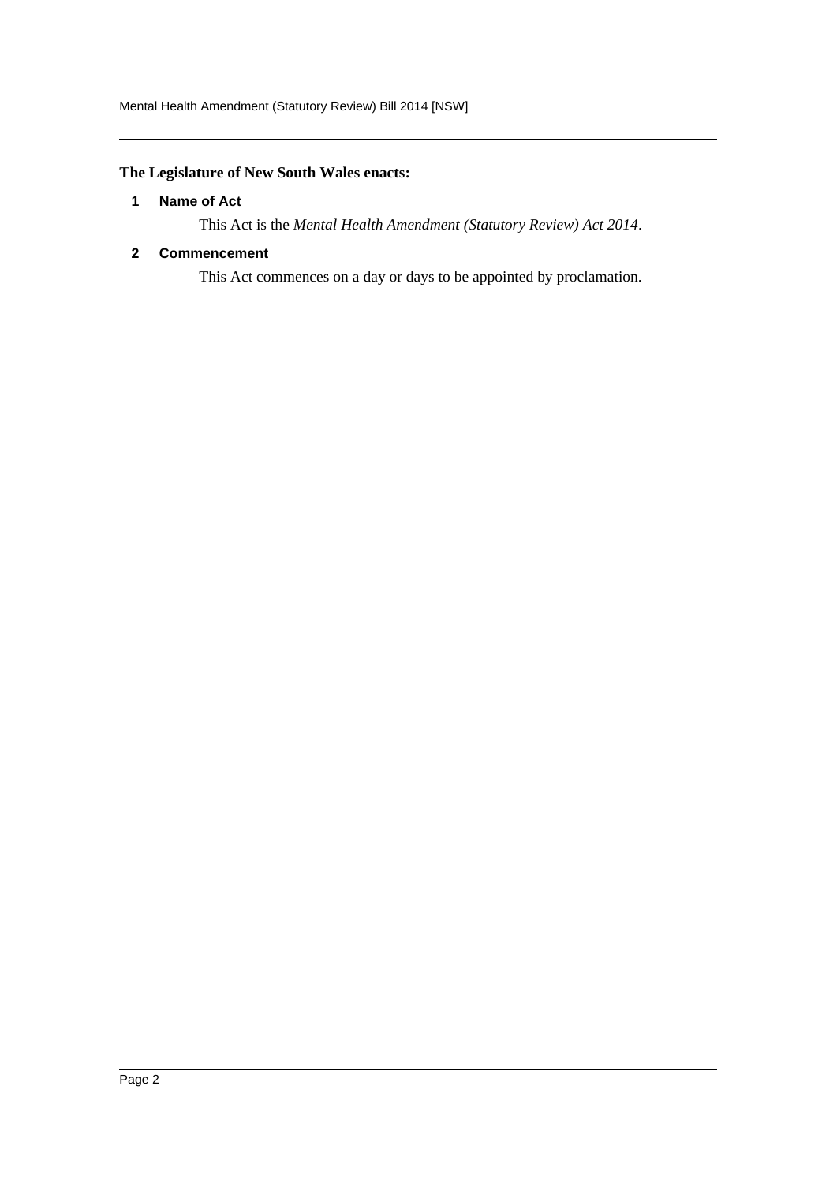**The Legislature of New South Wales enacts:**

## 1 Name of Act

This Act is the *Mental Health Amendment (Statutory Review) Act 2014*.

## 2 Commencement

This Act commences on a day or days to be appointed by proclamation.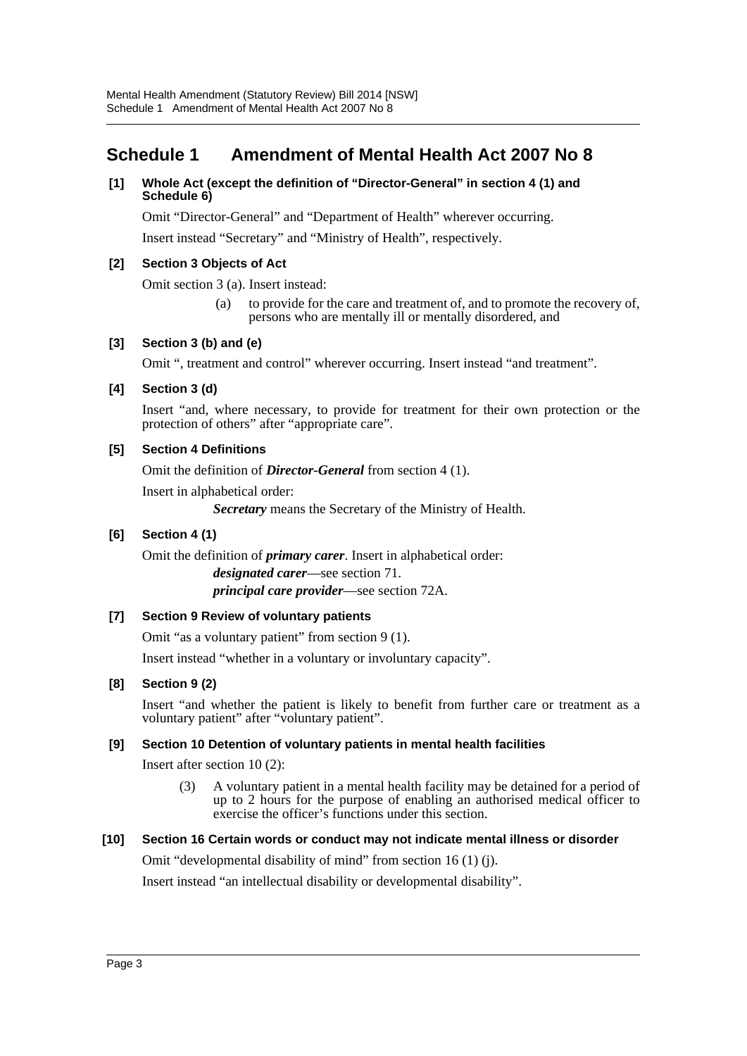# Schedule 1 Amendment of Mental Health Act 2007 No 8

**[1] Whole Act (except the definition of "Director-General" in section 4 (1) and Schedule 6)**

Omit "Director-General" and "Department of Health" wherever occurring.

Insert instead "Secretary" and "Ministry of Health", respectively.

**[2] Section 3 Objects of Act**

Omit section 3 (a). Insert instead:

> (a) to provide for the care and treatment of, and to promote the recovery of, persons who are mentally ill or mentally disordered, and

**[3] Section 3 (b) and (e)**

Omit ", treatment and control" wherever occurring. Insert instead "and treatment".

**[4] Section 3 (d)**

Insert "and, where necessary, to provide for treatment for their own protection or the protection of others" after "appropriate care".

**[5] Section 4 Definitions**

Omit the definition of ***Director-General*** from section 4 (1).

Insert in alphabetical order:

> ***Secretary*** means the Secretary of the Ministry of Health.

**[6] Section 4 (1)**

Omit the definition of ***primary carer***. Insert in alphabetical order:

> ***designated carer***—see section 71.
>
> ***principal care provider***—see section 72A.

**[7] Section 9 Review of voluntary patients**

Omit "as a voluntary patient" from section 9 (1).

Insert instead "whether in a voluntary or involuntary capacity".

**[8] Section 9 (2)**

Insert "and whether the patient is likely to benefit from further care or treatment as a voluntary patient" after "voluntary patient".

**[9] Section 10 Detention of voluntary patients in mental health facilities**

Insert after section 10 (2):

> (3) A voluntary patient in a mental health facility may be detained for a period of up to 2 hours for the purpose of enabling an authorised medical officer to exercise the officer's functions under this section.

**[10] Section 16 Certain words or conduct may not indicate mental illness or disorder**

Omit "developmental disability of mind" from section 16 (1) (j).

Insert instead "an intellectual disability or developmental disability".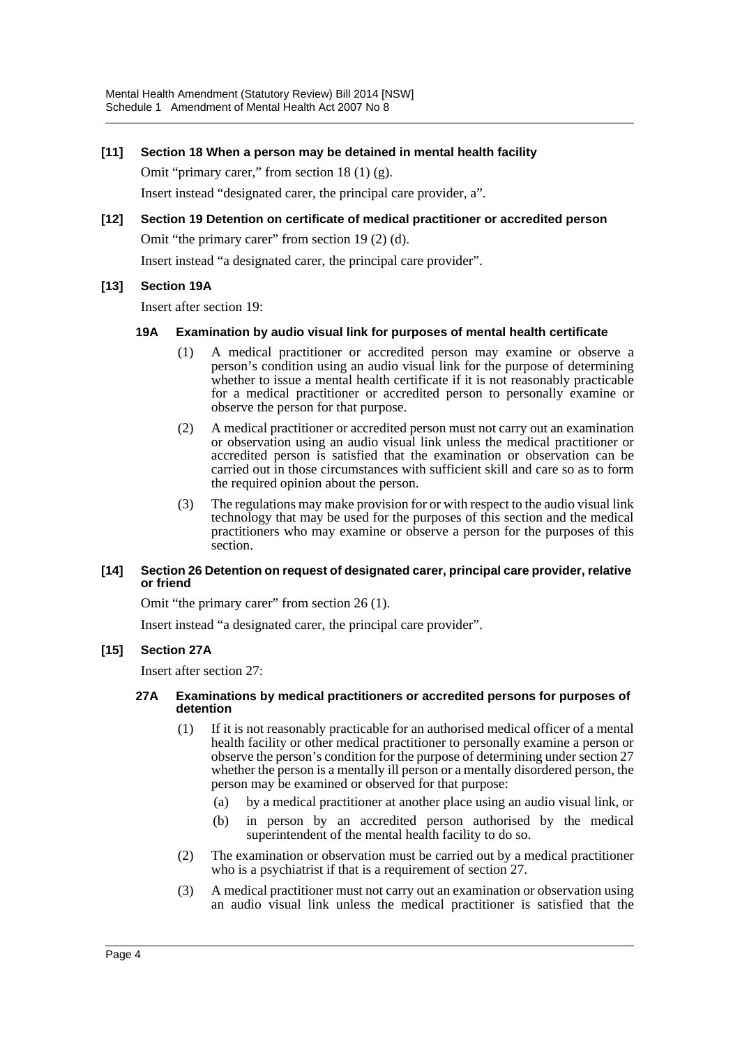**[11] Section 18 When a person may be detained in mental health facility**

Omit "primary carer," from section 18 (1) (g).

Insert instead "designated carer, the principal care provider, a".

**[12] Section 19 Detention on certificate of medical practitioner or accredited person**

Omit "the primary carer" from section 19 (2) (d).

Insert instead "a designated carer, the principal care provider".

**[13] Section 19A**

Insert after section 19:

**19A Examination by audio visual link for purposes of mental health certificate**

(1) A medical practitioner or accredited person may examine or observe a person's condition using an audio visual link for the purpose of determining whether to issue a mental health certificate if it is not reasonably practicable for a medical practitioner or accredited person to personally examine or observe the person for that purpose.

(2) A medical practitioner or accredited person must not carry out an examination or observation using an audio visual link unless the medical practitioner or accredited person is satisfied that the examination or observation can be carried out in those circumstances with sufficient skill and care so as to form the required opinion about the person.

(3) The regulations may make provision for or with respect to the audio visual link technology that may be used for the purposes of this section and the medical practitioners who may examine or observe a person for the purposes of this section.

**[14] Section 26 Detention on request of designated carer, principal care provider, relative or friend**

Omit "the primary carer" from section 26 (1).

Insert instead "a designated carer, the principal care provider".

**[15] Section 27A**

Insert after section 27:

**27A Examinations by medical practitioners or accredited persons for purposes of detention**

(1) If it is not reasonably practicable for an authorised medical officer of a mental health facility or other medical practitioner to personally examine a person or observe the person's condition for the purpose of determining under section 27 whether the person is a mentally ill person or a mentally disordered person, the person may be examined or observed for that purpose:

(a) by a medical practitioner at another place using an audio visual link, or

(b) in person by an accredited person authorised by the medical superintendent of the mental health facility to do so.

(2) The examination or observation must be carried out by a medical practitioner who is a psychiatrist if that is a requirement of section 27.

(3) A medical practitioner must not carry out an examination or observation using an audio visual link unless the medical practitioner is satisfied that the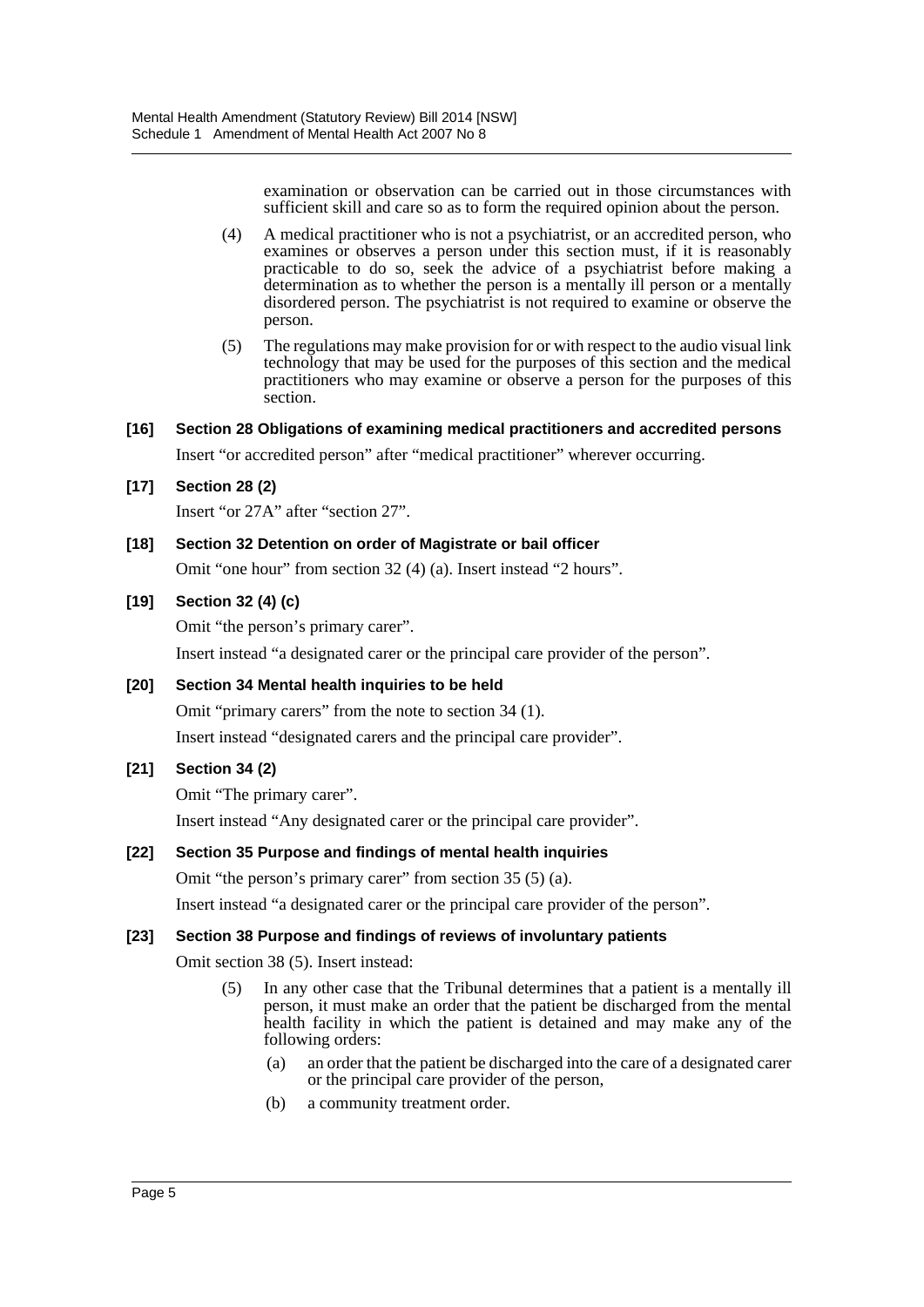examination or observation can be carried out in those circumstances with sufficient skill and care so as to form the required opinion about the person.

(4) A medical practitioner who is not a psychiatrist, or an accredited person, who examines or observes a person under this section must, if it is reasonably practicable to do so, seek the advice of a psychiatrist before making a determination as to whether the person is a mentally ill person or a mentally disordered person. The psychiatrist is not required to examine or observe the person.

(5) The regulations may make provision for or with respect to the audio visual link technology that may be used for the purposes of this section and the medical practitioners who may examine or observe a person for the purposes of this section.

**[16] Section 28 Obligations of examining medical practitioners and accredited persons**

Insert "or accredited person" after "medical practitioner" wherever occurring.

**[17] Section 28 (2)**

Insert "or 27A" after "section 27".

**[18] Section 32 Detention on order of Magistrate or bail officer**

Omit "one hour" from section 32 (4) (a). Insert instead "2 hours".

**[19] Section 32 (4) (c)**

Omit "the person's primary carer".

Insert instead "a designated carer or the principal care provider of the person".

**[20] Section 34 Mental health inquiries to be held**

Omit "primary carers" from the note to section 34 (1).

Insert instead "designated carers and the principal care provider".

**[21] Section 34 (2)**

Omit "The primary carer".

Insert instead "Any designated carer or the principal care provider".

**[22] Section 35 Purpose and findings of mental health inquiries**

Omit "the person's primary carer" from section 35 (5) (a).

Insert instead "a designated carer or the principal care provider of the person".

**[23] Section 38 Purpose and findings of reviews of involuntary patients**

Omit section 38 (5). Insert instead:

(5) In any other case that the Tribunal determines that a patient is a mentally ill person, it must make an order that the patient be discharged from the mental health facility in which the patient is detained and may make any of the following orders:

(a) an order that the patient be discharged into the care of a designated carer or the principal care provider of the person,

(b) a community treatment order.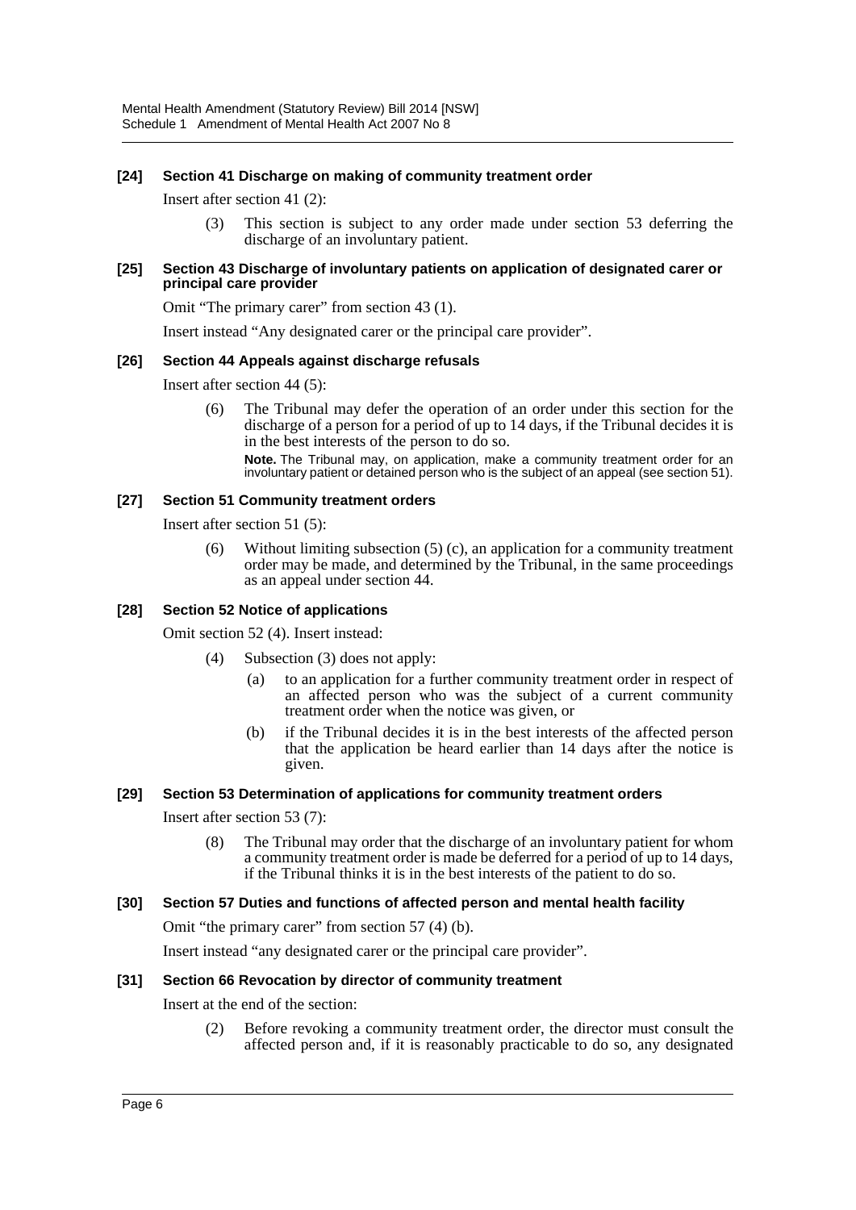**[24] Section 41 Discharge on making of community treatment order**

Insert after section 41 (2):

(3) This section is subject to any order made under section 53 deferring the discharge of an involuntary patient.

**[25] Section 43 Discharge of involuntary patients on application of designated carer or principal care provider**

Omit "The primary carer" from section 43 (1).

Insert instead "Any designated carer or the principal care provider".

**[26] Section 44 Appeals against discharge refusals**

Insert after section 44 (5):

(6) The Tribunal may defer the operation of an order under this section for the discharge of a person for a period of up to 14 days, if the Tribunal decides it is in the best interests of the person to do so.

**Note.** The Tribunal may, on application, make a community treatment order for an involuntary patient or detained person who is the subject of an appeal (see section 51).

**[27] Section 51 Community treatment orders**

Insert after section 51 (5):

(6) Without limiting subsection (5) (c), an application for a community treatment order may be made, and determined by the Tribunal, in the same proceedings as an appeal under section 44.

**[28] Section 52 Notice of applications**

Omit section 52 (4). Insert instead:

(4) Subsection (3) does not apply:

(a) to an application for a further community treatment order in respect of an affected person who was the subject of a current community treatment order when the notice was given, or

(b) if the Tribunal decides it is in the best interests of the affected person that the application be heard earlier than 14 days after the notice is given.

**[29] Section 53 Determination of applications for community treatment orders**

Insert after section 53 (7):

(8) The Tribunal may order that the discharge of an involuntary patient for whom a community treatment order is made be deferred for a period of up to 14 days, if the Tribunal thinks it is in the best interests of the patient to do so.

**[30] Section 57 Duties and functions of affected person and mental health facility**

Omit "the primary carer" from section 57 (4) (b).

Insert instead "any designated carer or the principal care provider".

**[31] Section 66 Revocation by director of community treatment**

Insert at the end of the section:

(2) Before revoking a community treatment order, the director must consult the affected person and, if it is reasonably practicable to do so, any designated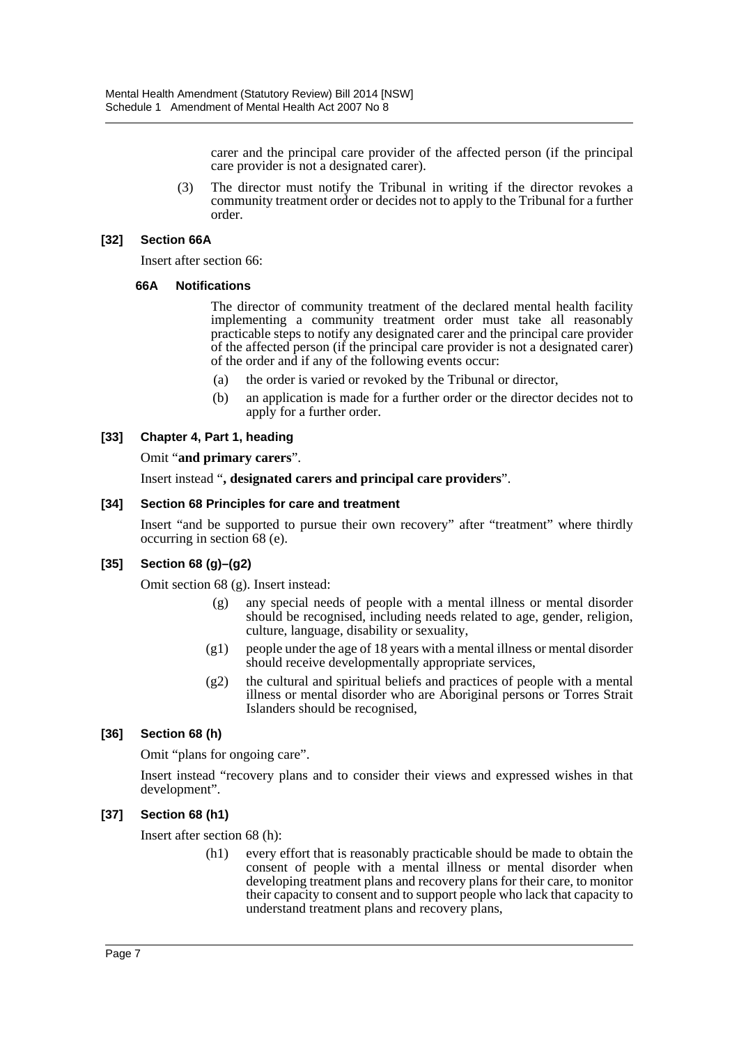carer and the principal care provider of the affected person (if the principal care provider is not a designated carer).

(3) The director must notify the Tribunal in writing if the director revokes a community treatment order or decides not to apply to the Tribunal for a further order.

**[32] Section 66A**

Insert after section 66:

**66A Notifications**

The director of community treatment of the declared mental health facility implementing a community treatment order must take all reasonably practicable steps to notify any designated carer and the principal care provider of the affected person (if the principal care provider is not a designated carer) of the order and if any of the following events occur:

(a) the order is varied or revoked by the Tribunal or director,

(b) an application is made for a further order or the director decides not to apply for a further order.

**[33] Chapter 4, Part 1, heading**

Omit "**and primary carers**".

Insert instead "**, designated carers and principal care providers**".

**[34] Section 68 Principles for care and treatment**

Insert "and be supported to pursue their own recovery" after "treatment" where thirdly occurring in section 68 (e).

**[35] Section 68 (g)–(g2)**

Omit section 68 (g). Insert instead:

(g) any special needs of people with a mental illness or mental disorder should be recognised, including needs related to age, gender, religion, culture, language, disability or sexuality,

(g1) people under the age of 18 years with a mental illness or mental disorder should receive developmentally appropriate services,

(g2) the cultural and spiritual beliefs and practices of people with a mental illness or mental disorder who are Aboriginal persons or Torres Strait Islanders should be recognised,

**[36] Section 68 (h)**

Omit "plans for ongoing care".

Insert instead "recovery plans and to consider their views and expressed wishes in that development".

**[37] Section 68 (h1)**

Insert after section 68 (h):

(h1) every effort that is reasonably practicable should be made to obtain the consent of people with a mental illness or mental disorder when developing treatment plans and recovery plans for their care, to monitor their capacity to consent and to support people who lack that capacity to understand treatment plans and recovery plans,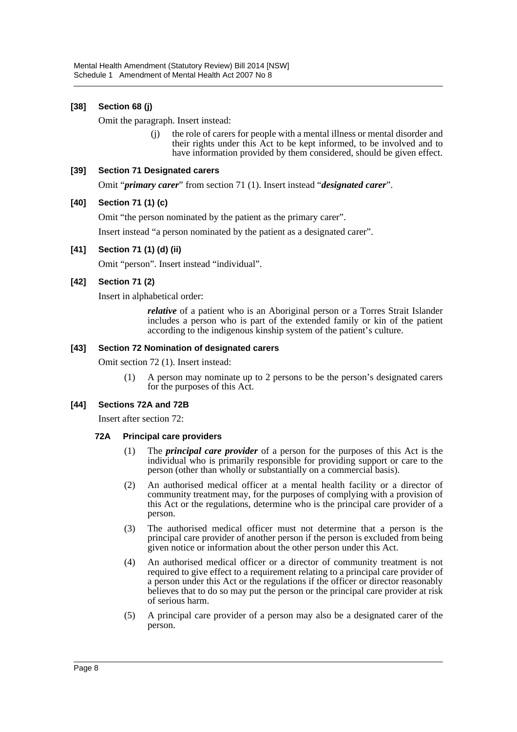### [38] Section 68 (j)

Omit the paragraph. Insert instead:

> (j) the role of carers for people with a mental illness or mental disorder and their rights under this Act to be kept informed, to be involved and to have information provided by them considered, should be given effect.

### [39] Section 71 Designated carers

Omit "***primary carer***" from section 71 (1). Insert instead "***designated carer***".

### [40] Section 71 (1) (c)

Omit "the person nominated by the patient as the primary carer".

Insert instead "a person nominated by the patient as a designated carer".

### [41] Section 71 (1) (d) (ii)

Omit "person". Insert instead "individual".

### [42] Section 71 (2)

Insert in alphabetical order:

> ***relative*** of a patient who is an Aboriginal person or a Torres Strait Islander includes a person who is part of the extended family or kin of the patient according to the indigenous kinship system of the patient's culture.

### [43] Section 72 Nomination of designated carers

Omit section 72 (1). Insert instead:

> (1) A person may nominate up to 2 persons to be the person's designated carers for the purposes of this Act.

### [44] Sections 72A and 72B

Insert after section 72:

#### 72A Principal care providers

(1) The ***principal care provider*** of a person for the purposes of this Act is the individual who is primarily responsible for providing support or care to the person (other than wholly or substantially on a commercial basis).

(2) An authorised medical officer at a mental health facility or a director of community treatment may, for the purposes of complying with a provision of this Act or the regulations, determine who is the principal care provider of a person.

(3) The authorised medical officer must not determine that a person is the principal care provider of another person if the person is excluded from being given notice or information about the other person under this Act.

(4) An authorised medical officer or a director of community treatment is not required to give effect to a requirement relating to a principal care provider of a person under this Act or the regulations if the officer or director reasonably believes that to do so may put the person or the principal care provider at risk of serious harm.

(5) A principal care provider of a person may also be a designated carer of the person.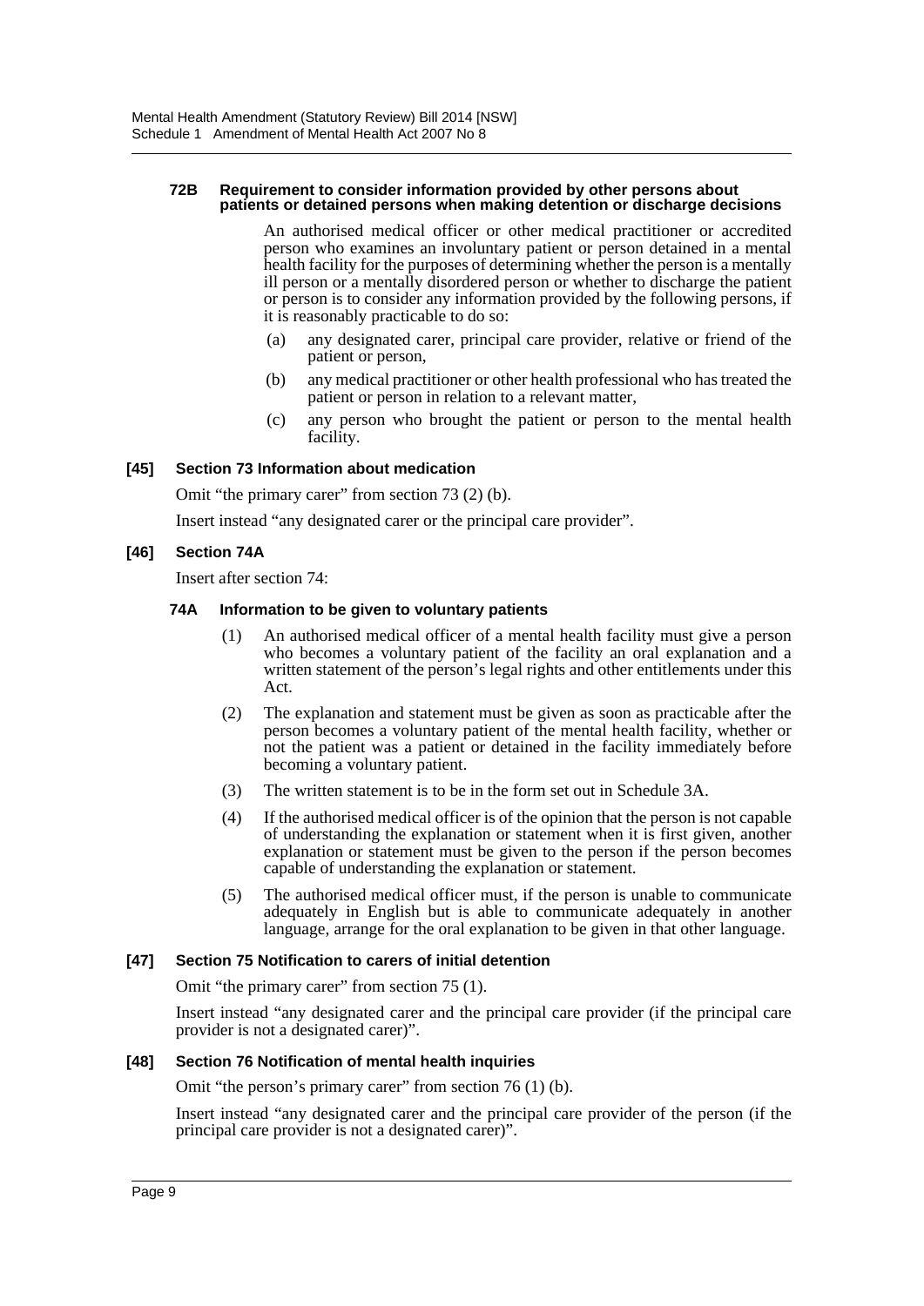#### 72B Requirement to consider information provided by other persons about patients or detained persons when making detention or discharge decisions

An authorised medical officer or other medical practitioner or accredited person who examines an involuntary patient or person detained in a mental health facility for the purposes of determining whether the person is a mentally ill person or a mentally disordered person or whether to discharge the patient or person is to consider any information provided by the following persons, if it is reasonably practicable to do so:

- (a) any designated carer, principal care provider, relative or friend of the patient or person,
- (b) any medical practitioner or other health professional who has treated the patient or person in relation to a relevant matter,
- (c) any person who brought the patient or person to the mental health facility.

### [45] Section 73 Information about medication

Omit "the primary carer" from section 73 (2) (b).

Insert instead "any designated carer or the principal care provider".

### [46] Section 74A

Insert after section 74:

#### 74A Information to be given to voluntary patients

- (1) An authorised medical officer of a mental health facility must give a person who becomes a voluntary patient of the facility an oral explanation and a written statement of the person's legal rights and other entitlements under this Act.
- (2) The explanation and statement must be given as soon as practicable after the person becomes a voluntary patient of the mental health facility, whether or not the patient was a patient or detained in the facility immediately before becoming a voluntary patient.
- (3) The written statement is to be in the form set out in Schedule 3A.
- (4) If the authorised medical officer is of the opinion that the person is not capable of understanding the explanation or statement when it is first given, another explanation or statement must be given to the person if the person becomes capable of understanding the explanation or statement.
- (5) The authorised medical officer must, if the person is unable to communicate adequately in English but is able to communicate adequately in another language, arrange for the oral explanation to be given in that other language.

### [47] Section 75 Notification to carers of initial detention

Omit "the primary carer" from section 75 (1).

Insert instead "any designated carer and the principal care provider (if the principal care provider is not a designated carer)".

### [48] Section 76 Notification of mental health inquiries

Omit "the person's primary carer" from section 76 (1) (b).

Insert instead "any designated carer and the principal care provider of the person (if the principal care provider is not a designated carer)".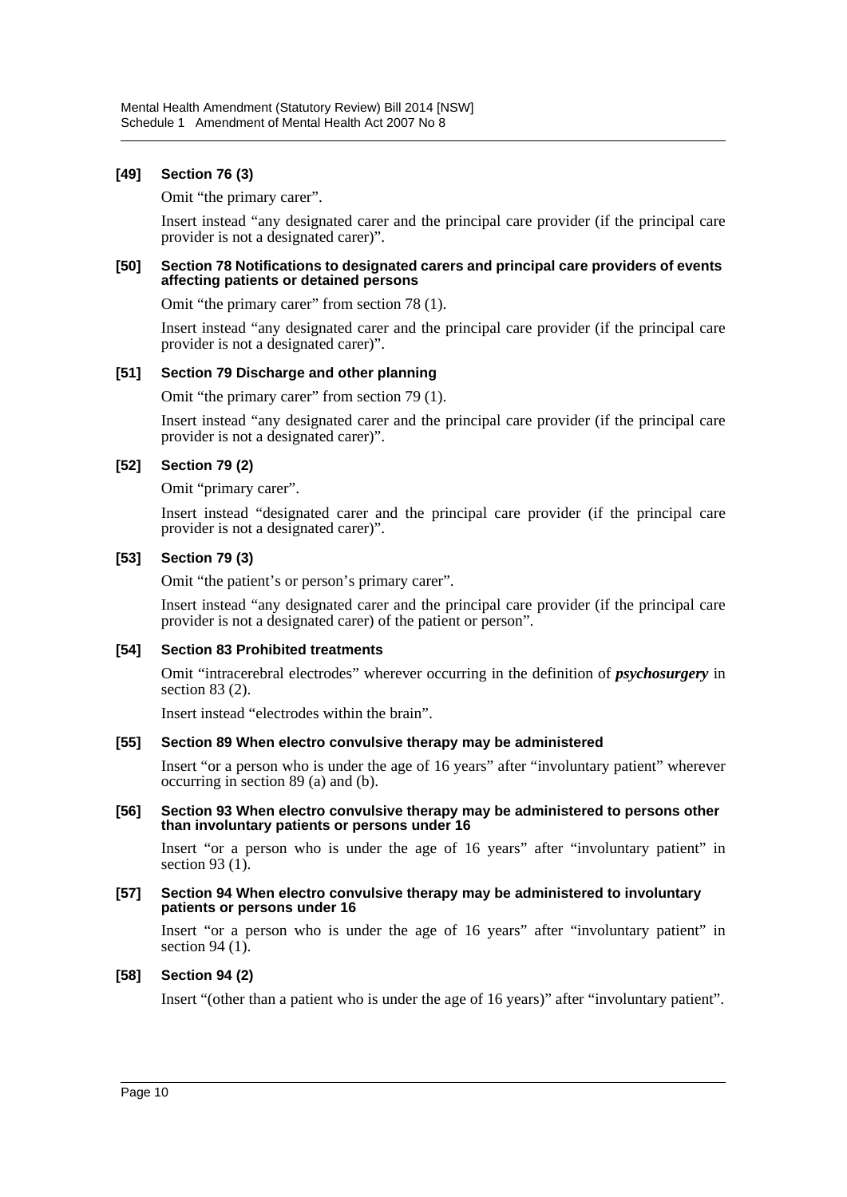**[49] Section 76 (3)**

Omit "the primary carer".

Insert instead "any designated carer and the principal care provider (if the principal care provider is not a designated carer)".

**[50] Section 78 Notifications to designated carers and principal care providers of events affecting patients or detained persons**

Omit "the primary carer" from section 78 (1).

Insert instead "any designated carer and the principal care provider (if the principal care provider is not a designated carer)".

**[51] Section 79 Discharge and other planning**

Omit "the primary carer" from section 79 (1).

Insert instead "any designated carer and the principal care provider (if the principal care provider is not a designated carer)".

**[52] Section 79 (2)**

Omit "primary carer".

Insert instead "designated carer and the principal care provider (if the principal care provider is not a designated carer)".

**[53] Section 79 (3)**

Omit "the patient's or person's primary carer".

Insert instead "any designated carer and the principal care provider (if the principal care provider is not a designated carer) of the patient or person".

**[54] Section 83 Prohibited treatments**

Omit "intracerebral electrodes" wherever occurring in the definition of ***psychosurgery*** in section 83 (2).

Insert instead "electrodes within the brain".

**[55] Section 89 When electro convulsive therapy may be administered**

Insert "or a person who is under the age of 16 years" after "involuntary patient" wherever occurring in section 89 (a) and (b).

**[56] Section 93 When electro convulsive therapy may be administered to persons other than involuntary patients or persons under 16**

Insert "or a person who is under the age of 16 years" after "involuntary patient" in section 93 (1).

**[57] Section 94 When electro convulsive therapy may be administered to involuntary patients or persons under 16**

Insert "or a person who is under the age of 16 years" after "involuntary patient" in section 94 (1).

**[58] Section 94 (2)**

Insert "(other than a patient who is under the age of 16 years)" after "involuntary patient".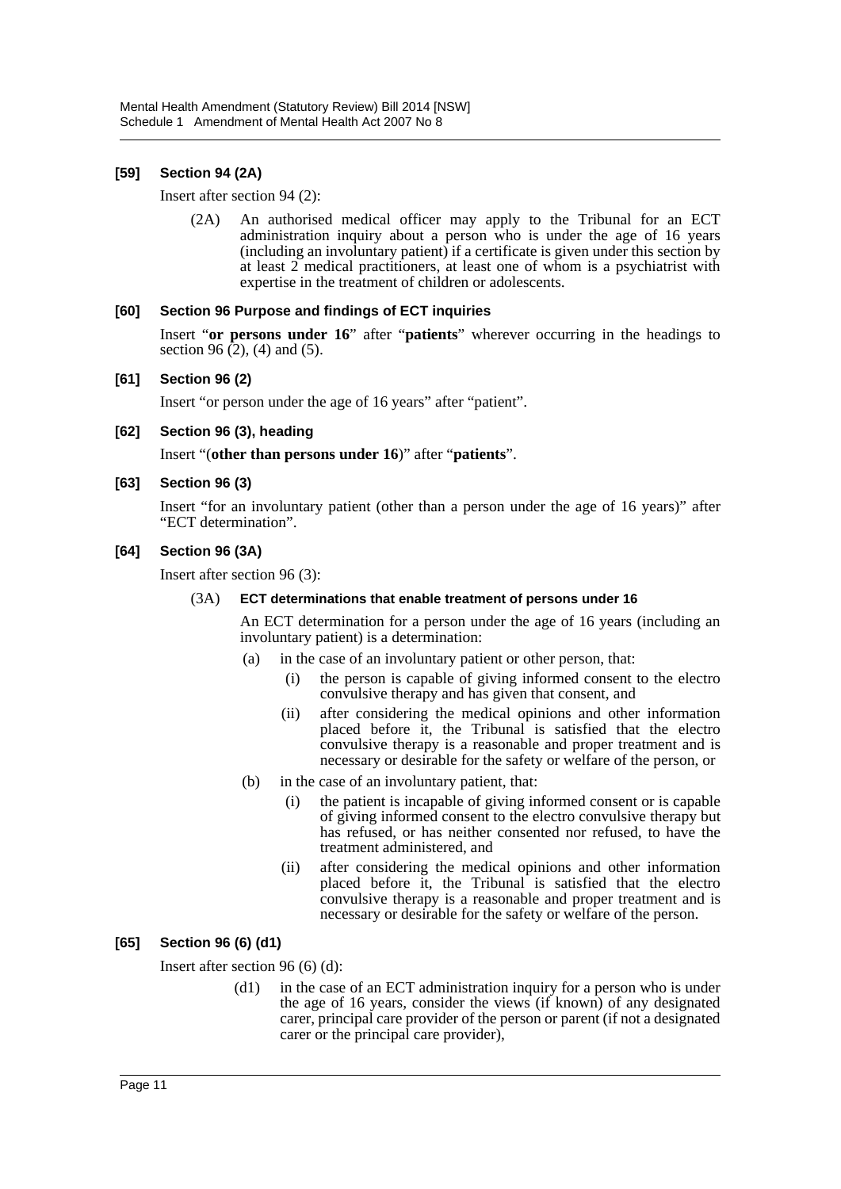#### [59] Section 94 (2A)

Insert after section 94 (2):

(2A) An authorised medical officer may apply to the Tribunal for an ECT administration inquiry about a person who is under the age of 16 years (including an involuntary patient) if a certificate is given under this section by at least 2 medical practitioners, at least one of whom is a psychiatrist with expertise in the treatment of children or adolescents.

#### [60] Section 96 Purpose and findings of ECT inquiries

Insert "**or persons under 16**" after "**patients**" wherever occurring in the headings to section 96 (2), (4) and (5).

#### [61] Section 96 (2)

Insert "or person under the age of 16 years" after "patient".

#### [62] Section 96 (3), heading

Insert "(**other than persons under 16**)" after "**patients**".

#### [63] Section 96 (3)

Insert "for an involuntary patient (other than a person under the age of 16 years)" after "ECT determination".

#### [64] Section 96 (3A)

Insert after section 96 (3):

(3A) **ECT determinations that enable treatment of persons under 16**

An ECT determination for a person under the age of 16 years (including an involuntary patient) is a determination:

(a) in the case of an involuntary patient or other person, that:

(i) the person is capable of giving informed consent to the electro convulsive therapy and has given that consent, and

(ii) after considering the medical opinions and other information placed before it, the Tribunal is satisfied that the electro convulsive therapy is a reasonable and proper treatment and is necessary or desirable for the safety or welfare of the person, or

(b) in the case of an involuntary patient, that:

(i) the patient is incapable of giving informed consent or is capable of giving informed consent to the electro convulsive therapy but has refused, or has neither consented nor refused, to have the treatment administered, and

(ii) after considering the medical opinions and other information placed before it, the Tribunal is satisfied that the electro convulsive therapy is a reasonable and proper treatment and is necessary or desirable for the safety or welfare of the person.

#### [65] Section 96 (6) (d1)

Insert after section 96 (6) (d):

(d1) in the case of an ECT administration inquiry for a person who is under the age of 16 years, consider the views (if known) of any designated carer, principal care provider of the person or parent (if not a designated carer or the principal care provider),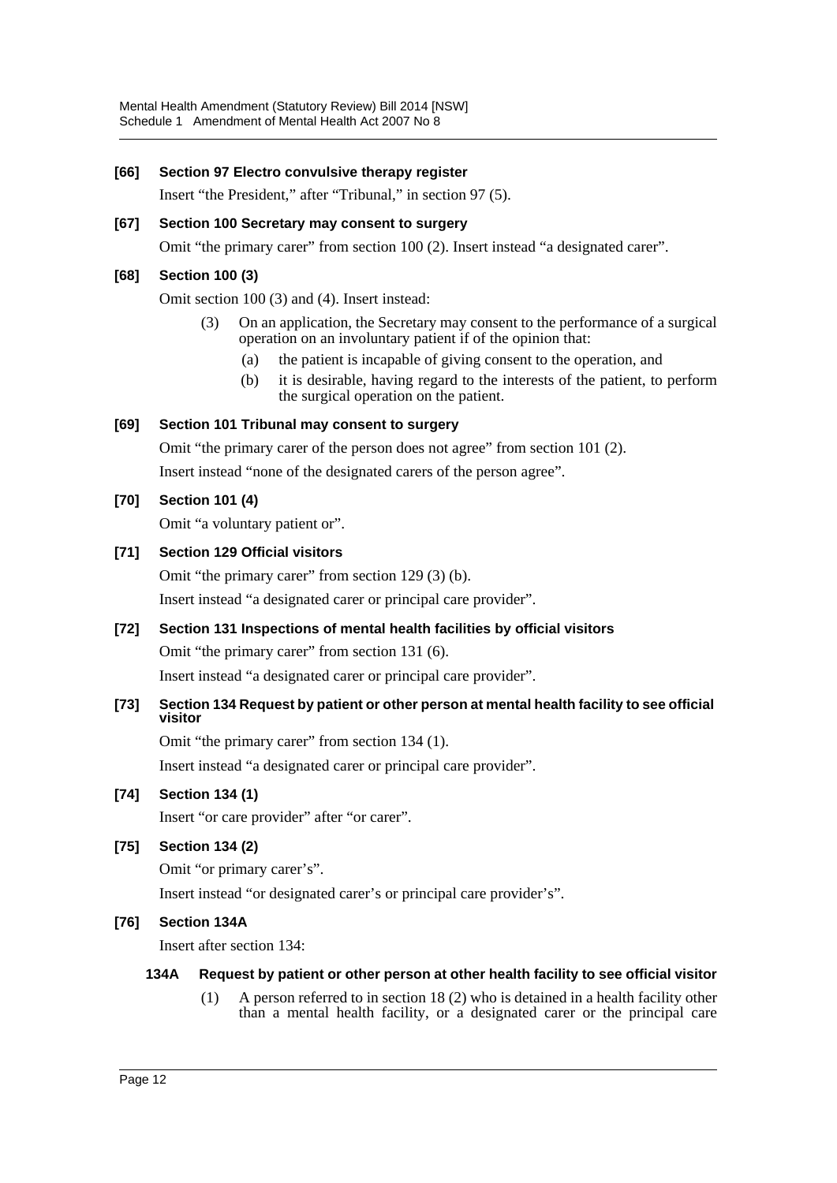**[66] Section 97 Electro convulsive therapy register**

Insert "the President," after "Tribunal," in section 97 (5).

**[67] Section 100 Secretary may consent to surgery**

Omit "the primary carer" from section 100 (2). Insert instead "a designated carer".

**[68] Section 100 (3)**

Omit section 100 (3) and (4). Insert instead:

> (3) On an application, the Secretary may consent to the performance of a surgical operation on an involuntary patient if of the opinion that:
>
> (a) the patient is incapable of giving consent to the operation, and
>
> (b) it is desirable, having regard to the interests of the patient, to perform the surgical operation on the patient.

**[69] Section 101 Tribunal may consent to surgery**

Omit "the primary carer of the person does not agree" from section 101 (2).

Insert instead "none of the designated carers of the person agree".

**[70] Section 101 (4)**

Omit "a voluntary patient or".

**[71] Section 129 Official visitors**

Omit "the primary carer" from section 129 (3) (b).

Insert instead "a designated carer or principal care provider".

**[72] Section 131 Inspections of mental health facilities by official visitors**

Omit "the primary carer" from section 131 (6).

Insert instead "a designated carer or principal care provider".

**[73] Section 134 Request by patient or other person at mental health facility to see official visitor**

Omit "the primary carer" from section 134 (1).

Insert instead "a designated carer or principal care provider".

**[74] Section 134 (1)**

Insert "or care provider" after "or carer".

**[75] Section 134 (2)**

Omit "or primary carer's".

Insert instead "or designated carer's or principal care provider's".

**[76] Section 134A**

Insert after section 134:

> **134A Request by patient or other person at other health facility to see official visitor**
>
> (1) A person referred to in section 18 (2) who is detained in a health facility other than a mental health facility, or a designated carer or the principal care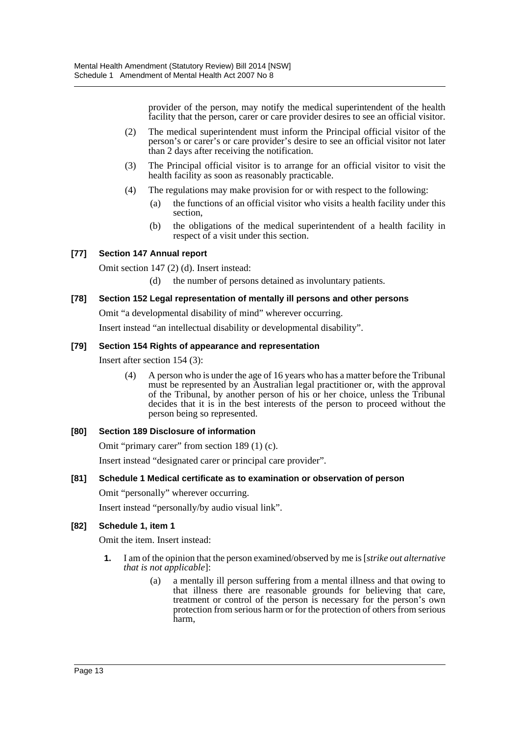provider of the person, may notify the medical superintendent of the health facility that the person, carer or care provider desires to see an official visitor.

(2) The medical superintendent must inform the Principal official visitor of the person's or carer's or care provider's desire to see an official visitor not later than 2 days after receiving the notification.

(3) The Principal official visitor is to arrange for an official visitor to visit the health facility as soon as reasonably practicable.

(4) The regulations may make provision for or with respect to the following:

(a) the functions of an official visitor who visits a health facility under this section,

(b) the obligations of the medical superintendent of a health facility in respect of a visit under this section.

#### [77] Section 147 Annual report

Omit section 147 (2) (d). Insert instead:

(d) the number of persons detained as involuntary patients.

#### [78] Section 152 Legal representation of mentally ill persons and other persons

Omit "a developmental disability of mind" wherever occurring.

Insert instead "an intellectual disability or developmental disability".

#### [79] Section 154 Rights of appearance and representation

Insert after section 154 (3):

(4) A person who is under the age of 16 years who has a matter before the Tribunal must be represented by an Australian legal practitioner or, with the approval of the Tribunal, by another person of his or her choice, unless the Tribunal decides that it is in the best interests of the person to proceed without the person being so represented.

#### [80] Section 189 Disclosure of information

Omit "primary carer" from section 189 (1) (c).

Insert instead "designated carer or principal care provider".

#### [81] Schedule 1 Medical certificate as to examination or observation of person

Omit "personally" wherever occurring.

Insert instead "personally/by audio visual link".

#### [82] Schedule 1, item 1

Omit the item. Insert instead:

**1.** I am of the opinion that the person examined/observed by me is [*strike out alternative that is not applicable*]:

(a) a mentally ill person suffering from a mental illness and that owing to that illness there are reasonable grounds for believing that care, treatment or control of the person is necessary for the person's own protection from serious harm or for the protection of others from serious harm,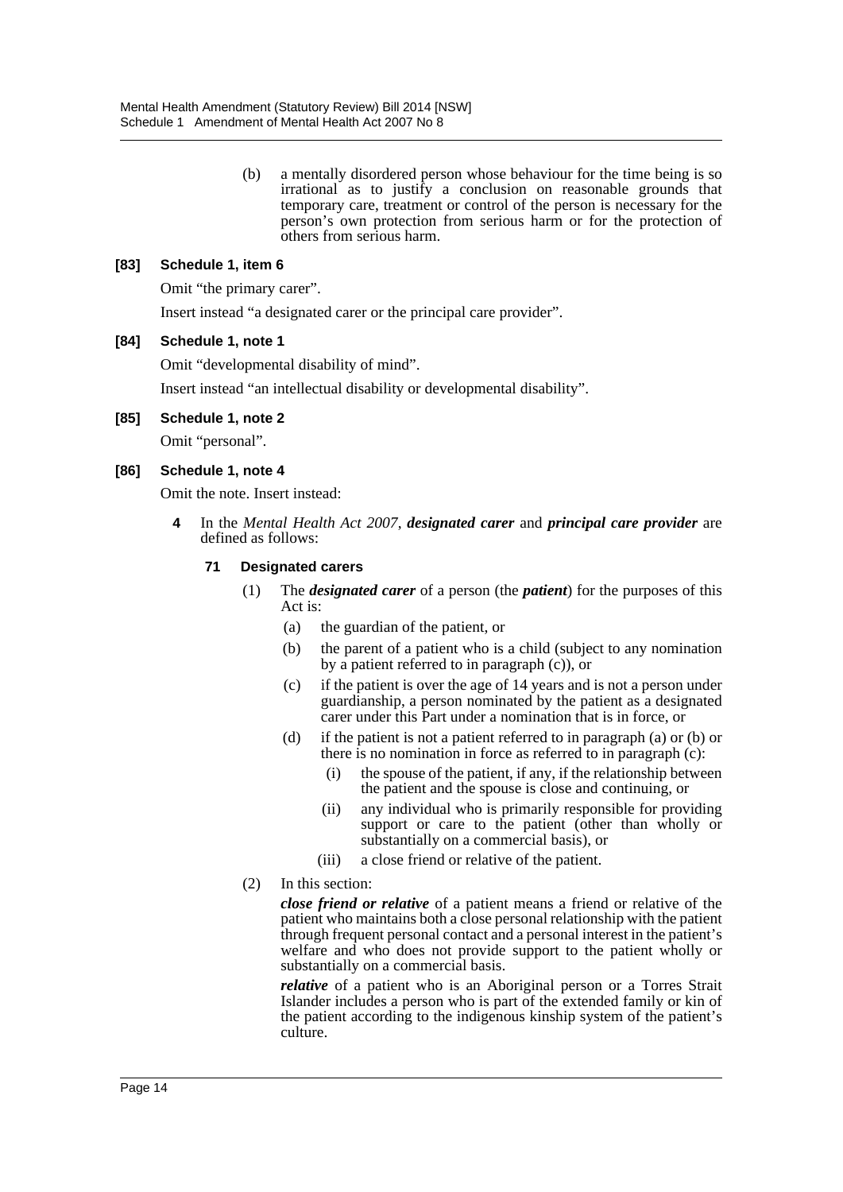(b) a mentally disordered person whose behaviour for the time being is so irrational as to justify a conclusion on reasonable grounds that temporary care, treatment or control of the person is necessary for the person's own protection from serious harm or for the protection of others from serious harm.

### [83] Schedule 1, item 6

Omit "the primary carer".

Insert instead "a designated carer or the principal care provider".

### [84] Schedule 1, note 1

Omit "developmental disability of mind".

Insert instead "an intellectual disability or developmental disability".

### [85] Schedule 1, note 2

Omit "personal".

### [86] Schedule 1, note 4

Omit the note. Insert instead:

**4** In the *Mental Health Act 2007*, ***designated carer*** and ***principal care provider*** are defined as follows:

**71 Designated carers**

(1) The ***designated carer*** of a person (the ***patient***) for the purposes of this Act is:

- (a) the guardian of the patient, or
- (b) the parent of a patient who is a child (subject to any nomination by a patient referred to in paragraph (c)), or
- (c) if the patient is over the age of 14 years and is not a person under guardianship, a person nominated by the patient as a designated carer under this Part under a nomination that is in force, or
- (d) if the patient is not a patient referred to in paragraph (a) or (b) or there is no nomination in force as referred to in paragraph (c):
  - (i) the spouse of the patient, if any, if the relationship between the patient and the spouse is close and continuing, or
  - (ii) any individual who is primarily responsible for providing support or care to the patient (other than wholly or substantially on a commercial basis), or
  - (iii) a close friend or relative of the patient.

(2) In this section:

***close friend or relative*** of a patient means a friend or relative of the patient who maintains both a close personal relationship with the patient through frequent personal contact and a personal interest in the patient's welfare and who does not provide support to the patient wholly or substantially on a commercial basis.

***relative*** of a patient who is an Aboriginal person or a Torres Strait Islander includes a person who is part of the extended family or kin of the patient according to the indigenous kinship system of the patient's culture.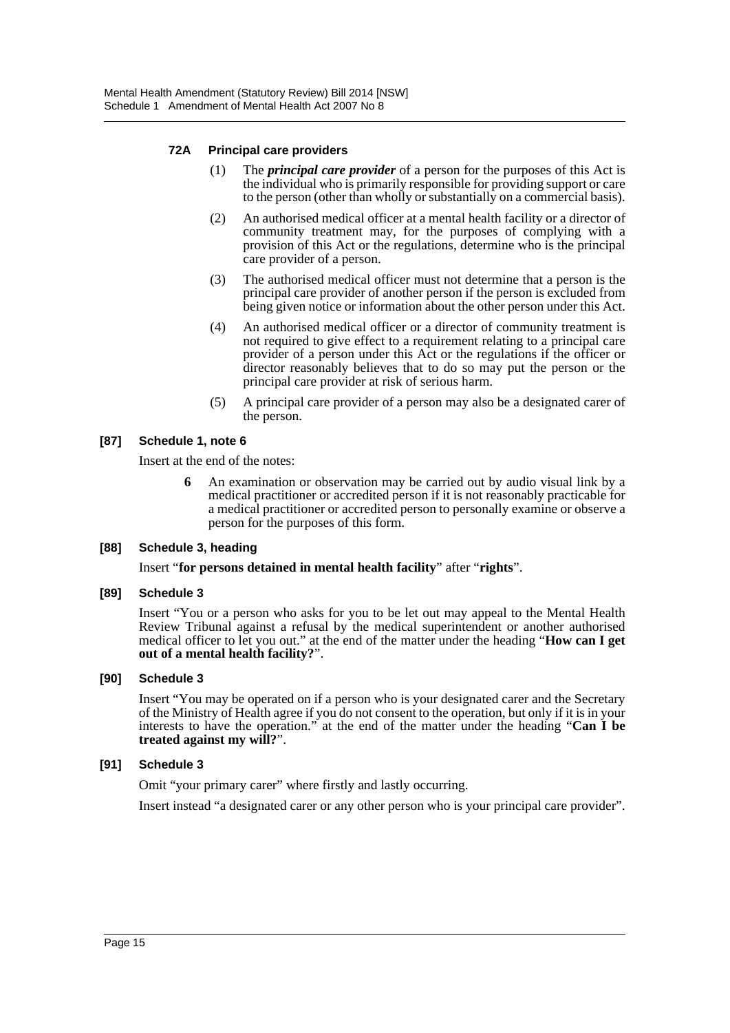#### 72A Principal care providers

(1) The ***principal care provider*** of a person for the purposes of this Act is the individual who is primarily responsible for providing support or care to the person (other than wholly or substantially on a commercial basis).

(2) An authorised medical officer at a mental health facility or a director of community treatment may, for the purposes of complying with a provision of this Act or the regulations, determine who is the principal care provider of a person.

(3) The authorised medical officer must not determine that a person is the principal care provider of another person if the person is excluded from being given notice or information about the other person under this Act.

(4) An authorised medical officer or a director of community treatment is not required to give effect to a requirement relating to a principal care provider of a person under this Act or the regulations if the officer or director reasonably believes that to do so may put the person or the principal care provider at risk of serious harm.

(5) A principal care provider of a person may also be a designated carer of the person.

#### [87] Schedule 1, note 6

Insert at the end of the notes:

**6** An examination or observation may be carried out by audio visual link by a medical practitioner or accredited person if it is not reasonably practicable for a medical practitioner or accredited person to personally examine or observe a person for the purposes of this form.

#### [88] Schedule 3, heading

Insert "**for persons detained in mental health facility**" after "**rights**".

#### [89] Schedule 3

Insert "You or a person who asks for you to be let out may appeal to the Mental Health Review Tribunal against a refusal by the medical superintendent or another authorised medical officer to let you out." at the end of the matter under the heading "**How can I get out of a mental health facility?**".

#### [90] Schedule 3

Insert "You may be operated on if a person who is your designated carer and the Secretary of the Ministry of Health agree if you do not consent to the operation, but only if it is in your interests to have the operation." at the end of the matter under the heading "**Can I be treated against my will?**".

#### [91] Schedule 3

Omit "your primary carer" where firstly and lastly occurring.

Insert instead "a designated carer or any other person who is your principal care provider".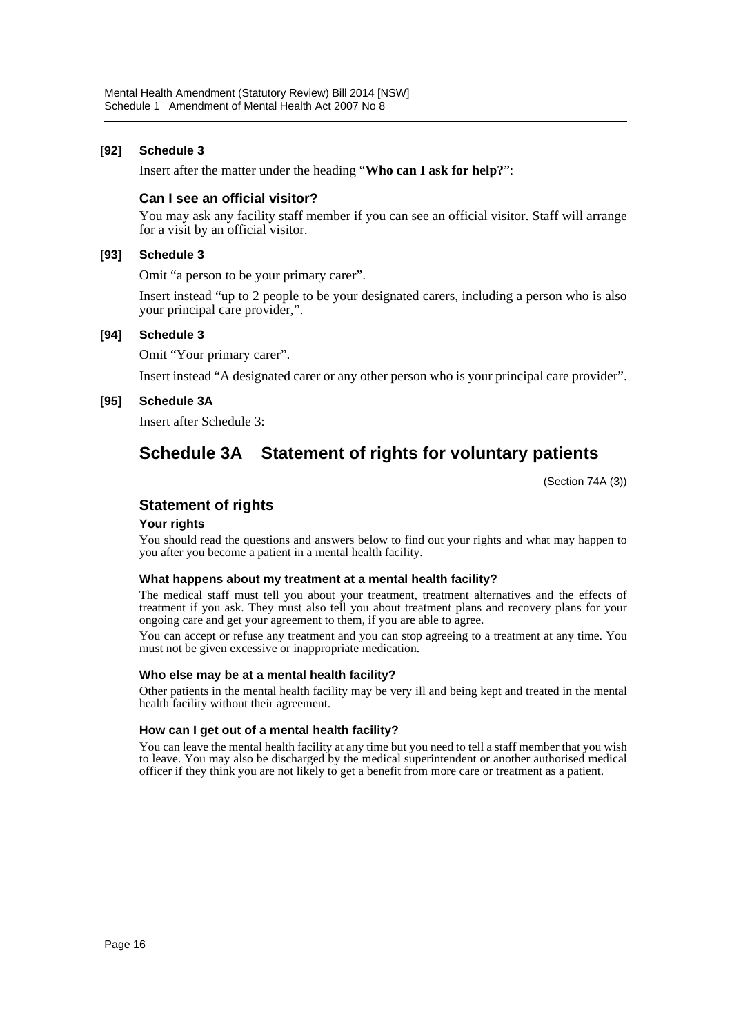**[92] Schedule 3**

Insert after the matter under the heading "**Who can I ask for help?**":

### Can I see an official visitor?

You may ask any facility staff member if you can see an official visitor. Staff will arrange for a visit by an official visitor.

**[93] Schedule 3**

Omit "a person to be your primary carer".

Insert instead "up to 2 people to be your designated carers, including a person who is also your principal care provider,".

**[94] Schedule 3**

Omit "Your primary carer".

Insert instead "A designated carer or any other person who is your principal care provider".

**[95] Schedule 3A**

Insert after Schedule 3:

# Schedule 3A Statement of rights for voluntary patients

(Section 74A (3))

## Statement of rights

**Your rights**

You should read the questions and answers below to find out your rights and what may happen to you after you become a patient in a mental health facility.

**What happens about my treatment at a mental health facility?**

The medical staff must tell you about your treatment, treatment alternatives and the effects of treatment if you ask. They must also tell you about treatment plans and recovery plans for your ongoing care and get your agreement to them, if you are able to agree.

You can accept or refuse any treatment and you can stop agreeing to a treatment at any time. You must not be given excessive or inappropriate medication.

**Who else may be at a mental health facility?**

Other patients in the mental health facility may be very ill and being kept and treated in the mental health facility without their agreement.

**How can I get out of a mental health facility?**

You can leave the mental health facility at any time but you need to tell a staff member that you wish to leave. You may also be discharged by the medical superintendent or another authorised medical officer if they think you are not likely to get a benefit from more care or treatment as a patient.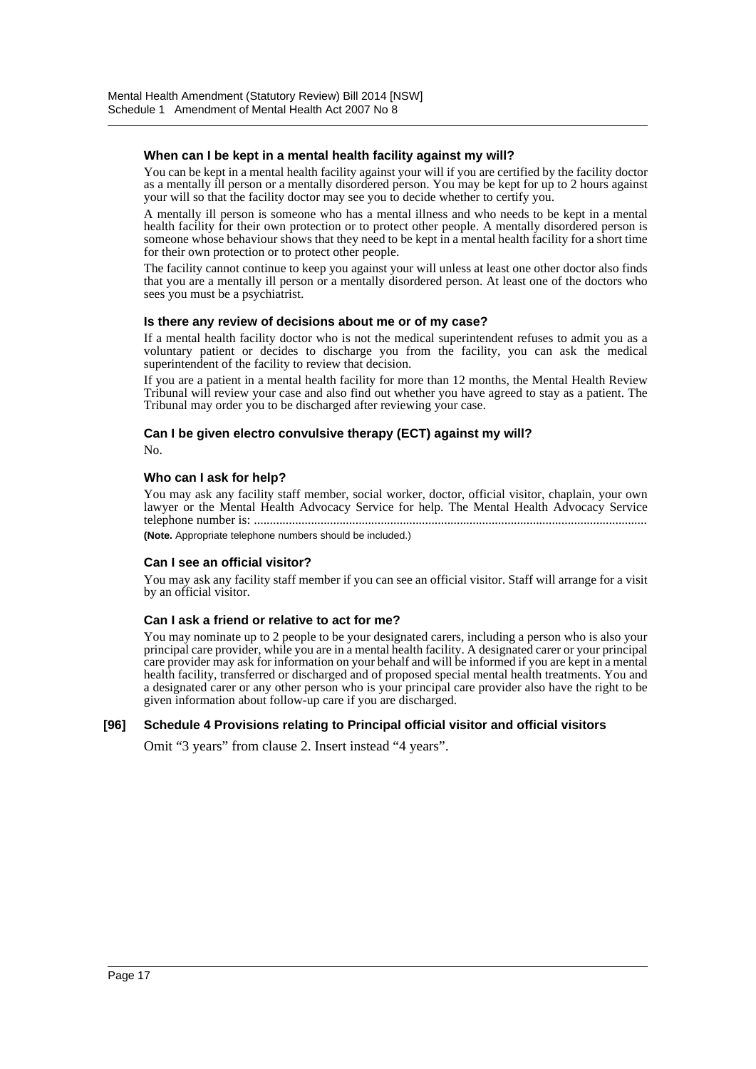#### When can I be kept in a mental health facility against my will?

You can be kept in a mental health facility against your will if you are certified by the facility doctor as a mentally ill person or a mentally disordered person. You may be kept for up to 2 hours against your will so that the facility doctor may see you to decide whether to certify you.

A mentally ill person is someone who has a mental illness and who needs to be kept in a mental health facility for their own protection or to protect other people. A mentally disordered person is someone whose behaviour shows that they need to be kept in a mental health facility for a short time for their own protection or to protect other people.

The facility cannot continue to keep you against your will unless at least one other doctor also finds that you are a mentally ill person or a mentally disordered person. At least one of the doctors who sees you must be a psychiatrist.

#### Is there any review of decisions about me or of my case?

If a mental health facility doctor who is not the medical superintendent refuses to admit you as a voluntary patient or decides to discharge you from the facility, you can ask the medical superintendent of the facility to review that decision.

If you are a patient in a mental health facility for more than 12 months, the Mental Health Review Tribunal will review your case and also find out whether you have agreed to stay as a patient. The Tribunal may order you to be discharged after reviewing your case.

#### Can I be given electro convulsive therapy (ECT) against my will?

No.

#### Who can I ask for help?

You may ask any facility staff member, social worker, doctor, official visitor, chaplain, your own lawyer or the Mental Health Advocacy Service for help. The Mental Health Advocacy Service telephone number is: ..........................................................................................................................

**(Note.** Appropriate telephone numbers should be included.)

#### Can I see an official visitor?

You may ask any facility staff member if you can see an official visitor. Staff will arrange for a visit by an official visitor.

#### Can I ask a friend or relative to act for me?

You may nominate up to 2 people to be your designated carers, including a person who is also your principal care provider, while you are in a mental health facility. A designated carer or your principal care provider may ask for information on your behalf and will be informed if you are kept in a mental health facility, transferred or discharged and of proposed special mental health treatments. You and a designated carer or any other person who is your principal care provider also have the right to be given information about follow-up care if you are discharged.

### [96] Schedule 4 Provisions relating to Principal official visitor and official visitors

Omit "3 years" from clause 2. Insert instead "4 years".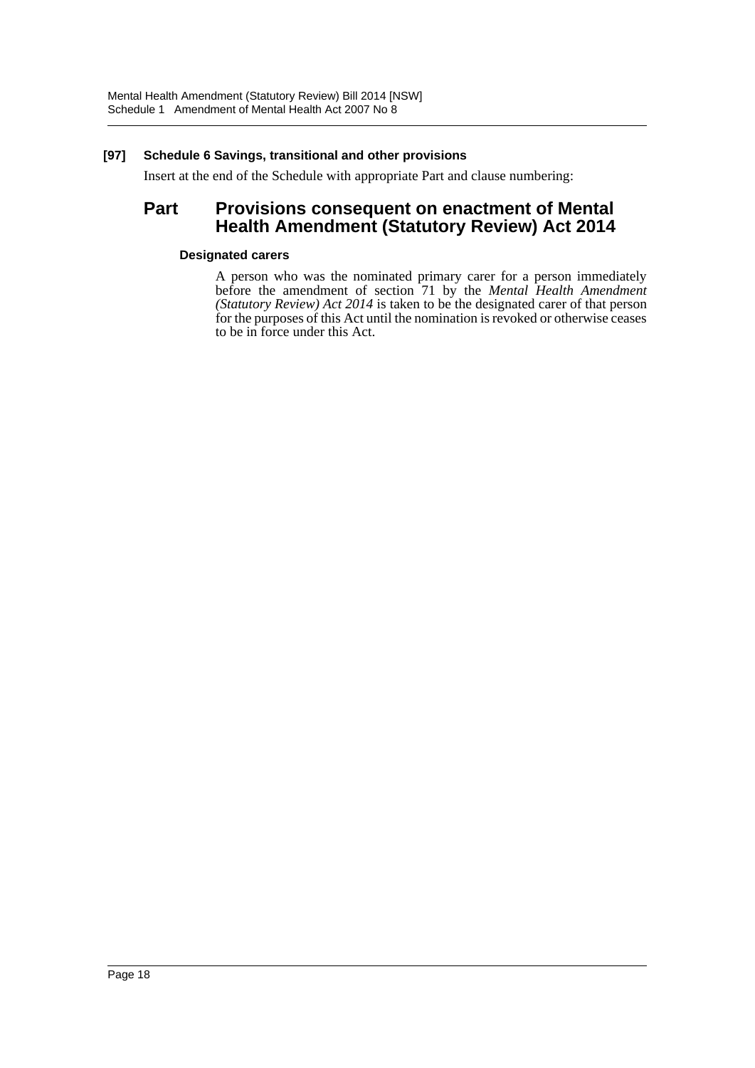**[97] Schedule 6 Savings, transitional and other provisions**

Insert at the end of the Schedule with appropriate Part and clause numbering:

## Part Provisions consequent on enactment of Mental Health Amendment (Statutory Review) Act 2014

**Designated carers**

A person who was the nominated primary carer for a person immediately before the amendment of section 71 by the *Mental Health Amendment (Statutory Review) Act 2014* is taken to be the designated carer of that person for the purposes of this Act until the nomination is revoked or otherwise ceases to be in force under this Act.